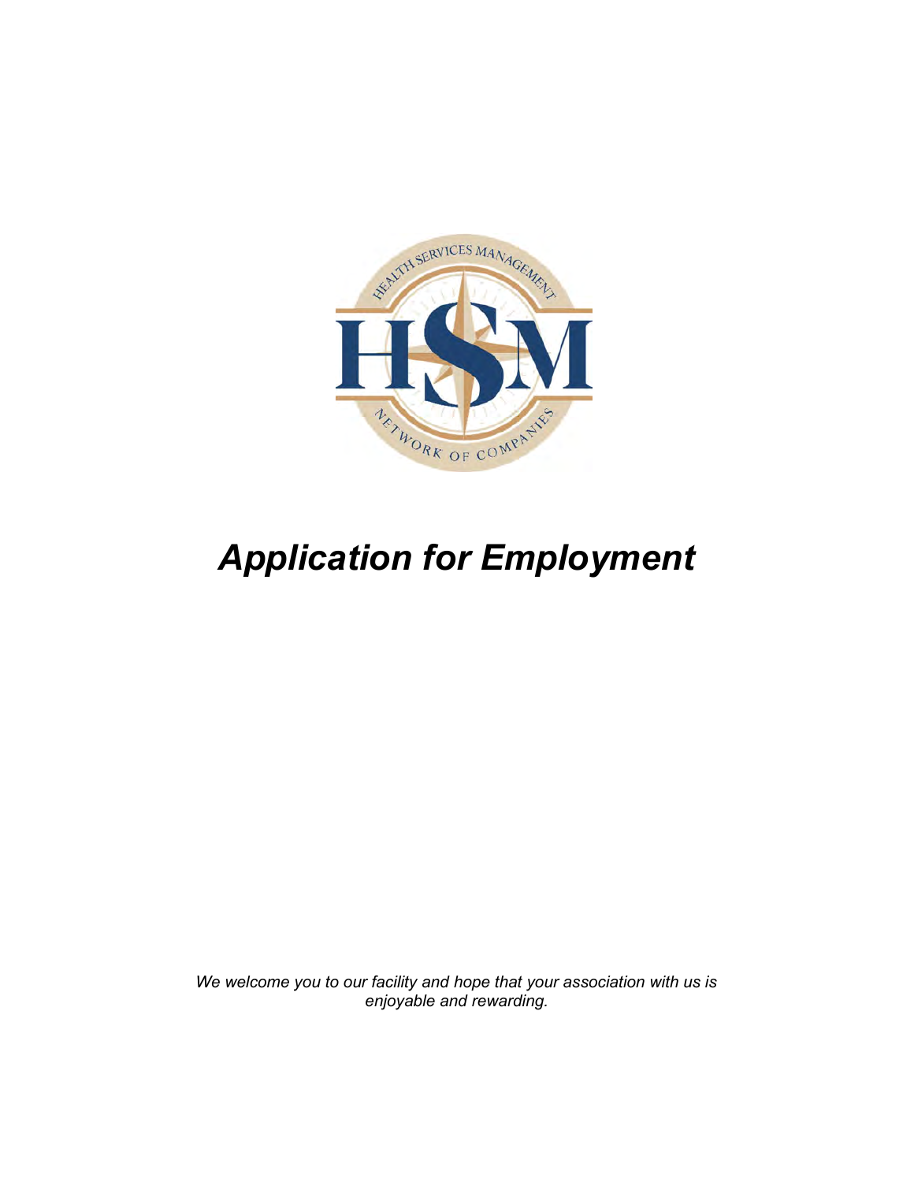# *Application for Employment*

*We welcome you to our facility and hope that your association with us is enjoyable and rewarding.*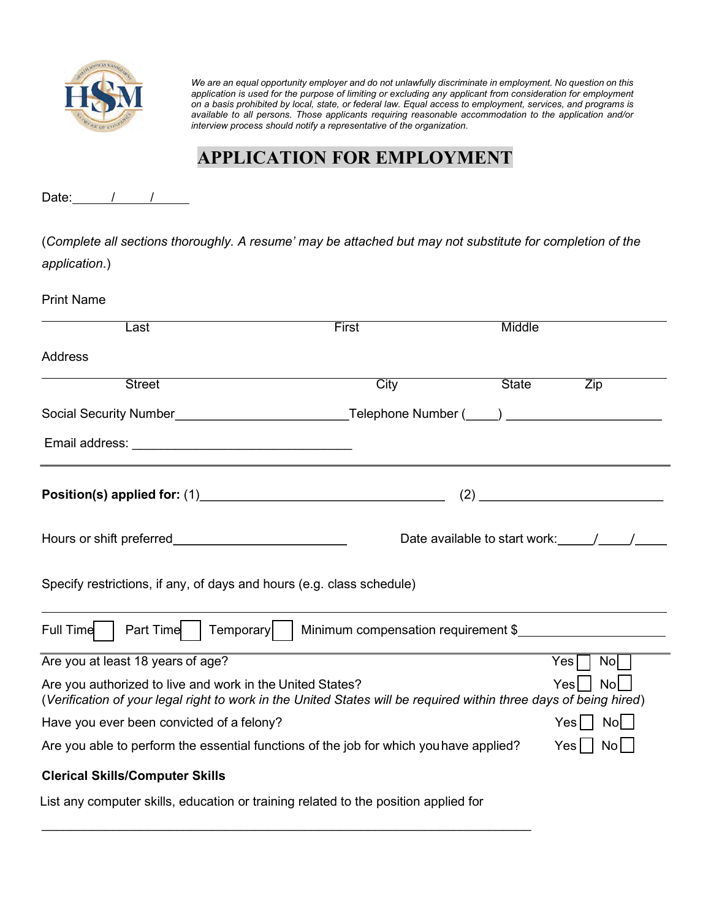*We are an equal opportunity employer and do not unlawfully discriminate in employment. No question on this application is used for the purpose of limiting or excluding any applicant from consideration for employment on a basis prohibited by local, state, or federal law. Equal access to employment, services, and programs is available to all persons. Those applicants requiring reasonable accommodation to the application and/or interview process should notify a representative of the organization.*

# APPLICATION FOR EMPLOYMENT

Date:______/______/______

(*Complete all sections thoroughly. A resume' may be attached but may not substitute for completion of the application.*)

Print Name

________________________________________________________________

Last First Middle

Address

________________________________________________________________

Street City State Zip

Social Security Number________________________Telephone Number (____) ____________________

Email address: ______________________________

---

**Position(s) applied for:** (1)________________________________ (2) ________________________

Hours or shift preferred________________________ Date available to start work:_____/_____/_____

Specify restrictions, if any, of days and hours (e.g. class schedule)

________________________________________________________________

Full Time ☐ Part Time ☐ Temporary ☐ Minimum compensation requirement $____________________

---

Are you at least 18 years of age? Yes ☐ No ☐

Are you authorized to live and work in the United States? Yes ☐ No ☐
(*Verification of your legal right to work in the United States will be required within three days of being hired*)

Have you ever been convicted of a felony? Yes ☐ No ☐

Are you able to perform the essential functions of the job for which you have applied? Yes ☐ No ☐

**Clerical Skills/Computer Skills**

List any computer skills, education or training related to the position applied for

________________________________________________________________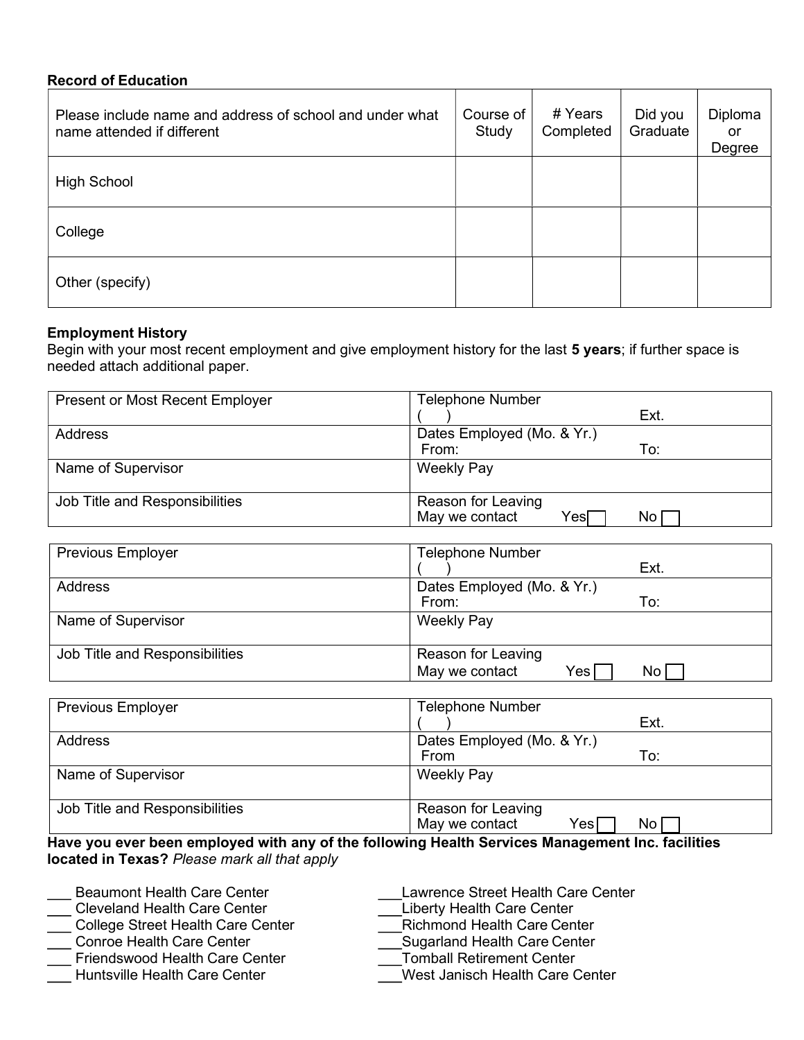**Record of Education**

| Please include name and address of school and under what name attended if different | Course of Study | # Years Completed | Did you Graduate | Diploma or Degree |
|---|---|---|---|---|
| High School | | | | |
| College | | | | |
| Other (specify) | | | | |

**Employment History**

Begin with your most recent employment and give employment history for the last **5 years**; if further space is needed attach additional paper.

| | |
|---|---|
| Present or Most Recent Employer | Telephone Number<br>(     )                                        Ext. |
| Address | Dates Employed (Mo. & Yr.)<br>From:                                        To: |
| Name of Supervisor | Weekly Pay |
| Job Title and Responsibilities | Reason for Leaving<br>May we contact     Yes ☐     No ☐ |

| | |
|---|---|
| Previous Employer | Telephone Number<br>(     )                                        Ext. |
| Address | Dates Employed (Mo. & Yr.)<br>From:                                        To: |
| Name of Supervisor | Weekly Pay |
| Job Title and Responsibilities | Reason for Leaving<br>May we contact     Yes ☐     No ☐ |

| | |
|---|---|
| Previous Employer | Telephone Number<br>(     )                                        Ext. |
| Address | Dates Employed (Mo. & Yr.)<br>From                                        To: |
| Name of Supervisor | Weekly Pay |
| Job Title and Responsibilities | Reason for Leaving<br>May we contact     Yes ☐     No ☐ |

**Have you ever been employed with any of the following Health Services Management Inc. facilities located in Texas?** *Please mark all that apply*

___ Beaumont Health Care Center
___ Cleveland Health Care Center
___ College Street Health Care Center
___ Conroe Health Care Center
___ Friendswood Health Care Center
___ Huntsville Health Care Center
___ Lawrence Street Health Care Center
___ Liberty Health Care Center
___ Richmond Health Care Center
___ Sugarland Health Care Center
___ Tomball Retirement Center
___ West Janisch Health Care Center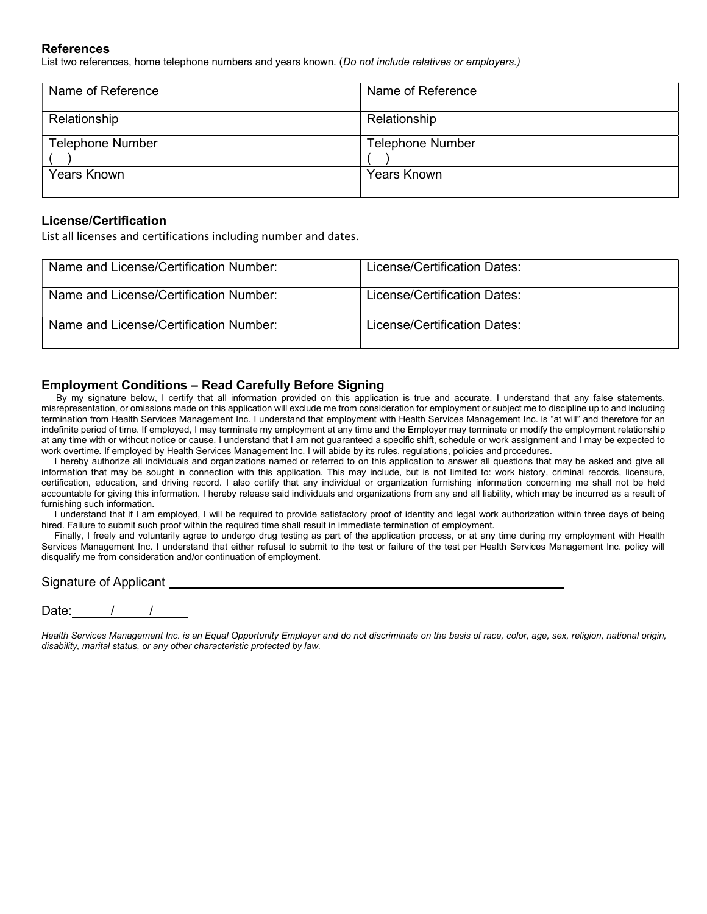### References

List two references, home telephone numbers and years known. (*Do not include relatives or employers.)*

| Name of Reference | Name of Reference |
| --- | --- |
| Relationship | Relationship |
| Telephone Number<br>(   ) | Telephone Number<br>(   ) |
| Years Known | Years Known |

### License/Certification

List all licenses and certifications including number and dates.

| Name and License/Certification Number: | License/Certification Dates: |
| --- | --- |
| Name and License/Certification Number: | License/Certification Dates: |
| Name and License/Certification Number: | License/Certification Dates: |

### Employment Conditions – Read Carefully Before Signing

By my signature below, I certify that all information provided on this application is true and accurate. I understand that any false statements, misrepresentation, or omissions made on this application will exclude me from consideration for employment or subject me to discipline up to and including termination from Health Services Management Inc. I understand that employment with Health Services Management Inc. is "at will" and therefore for an indefinite period of time. If employed, I may terminate my employment at any time and the Employer may terminate or modify the employment relationship at any time with or without notice or cause. I understand that I am not guaranteed a specific shift, schedule or work assignment and I may be expected to work overtime. If employed by Health Services Management Inc. I will abide by its rules, regulations, policies and procedures.

I hereby authorize all individuals and organizations named or referred to on this application to answer all questions that may be asked and give all information that may be sought in connection with this application. This may include, but is not limited to: work history, criminal records, licensure, certification, education, and driving record. I also certify that any individual or organization furnishing information concerning me shall not be held accountable for giving this information. I hereby release said individuals and organizations from any and all liability, which may be incurred as a result of furnishing such information.

I understand that if I am employed, I will be required to provide satisfactory proof of identity and legal work authorization within three days of being hired. Failure to submit such proof within the required time shall result in immediate termination of employment.

Finally, I freely and voluntarily agree to undergo drug testing as part of the application process, or at any time during my employment with Health Services Management Inc. I understand that either refusal to submit to the test or failure of the test per Health Services Management Inc. policy will disqualify me from consideration and/or continuation of employment.

Signature of Applicant ____________________________________________

Date: _____/_____/_____

*Health Services Management Inc. is an Equal Opportunity Employer and do not discriminate on the basis of race, color, age, sex, religion, national origin, disability, marital status, or any other characteristic protected by law.*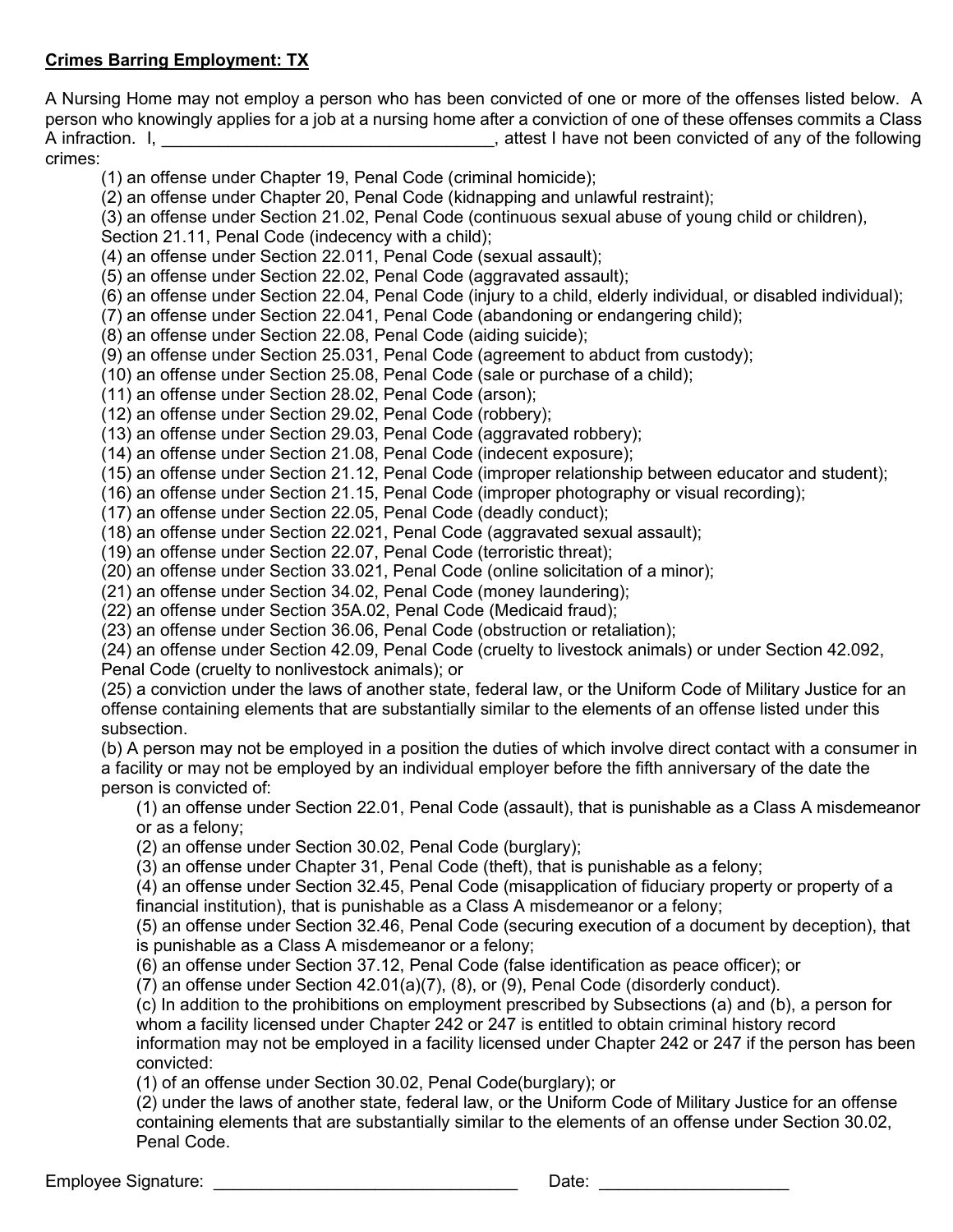**Crimes Barring Employment: TX**

A Nursing Home may not employ a person who has been convicted of one or more of the offenses listed below. A person who knowingly applies for a job at a nursing home after a conviction of one of these offenses commits a Class A infraction. I, ___________________________________, attest I have not been convicted of any of the following crimes:

(1) an offense under Chapter 19, Penal Code (criminal homicide);
(2) an offense under Chapter 20, Penal Code (kidnapping and unlawful restraint);
(3) an offense under Section 21.02, Penal Code (continuous sexual abuse of young child or children), Section 21.11, Penal Code (indecency with a child);
(4) an offense under Section 22.011, Penal Code (sexual assault);
(5) an offense under Section 22.02, Penal Code (aggravated assault);
(6) an offense under Section 22.04, Penal Code (injury to a child, elderly individual, or disabled individual);
(7) an offense under Section 22.041, Penal Code (abandoning or endangering child);
(8) an offense under Section 22.08, Penal Code (aiding suicide);
(9) an offense under Section 25.031, Penal Code (agreement to abduct from custody);
(10) an offense under Section 25.08, Penal Code (sale or purchase of a child);
(11) an offense under Section 28.02, Penal Code (arson);
(12) an offense under Section 29.02, Penal Code (robbery);
(13) an offense under Section 29.03, Penal Code (aggravated robbery);
(14) an offense under Section 21.08, Penal Code (indecent exposure);
(15) an offense under Section 21.12, Penal Code (improper relationship between educator and student);
(16) an offense under Section 21.15, Penal Code (improper photography or visual recording);
(17) an offense under Section 22.05, Penal Code (deadly conduct);
(18) an offense under Section 22.021, Penal Code (aggravated sexual assault);
(19) an offense under Section 22.07, Penal Code (terroristic threat);
(20) an offense under Section 33.021, Penal Code (online solicitation of a minor);
(21) an offense under Section 34.02, Penal Code (money laundering);
(22) an offense under Section 35A.02, Penal Code (Medicaid fraud);
(23) an offense under Section 36.06, Penal Code (obstruction or retaliation);
(24) an offense under Section 42.09, Penal Code (cruelty to livestock animals) or under Section 42.092, Penal Code (cruelty to nonlivestock animals); or
(25) a conviction under the laws of another state, federal law, or the Uniform Code of Military Justice for an offense containing elements that are substantially similar to the elements of an offense listed under this subsection.

(b) A person may not be employed in a position the duties of which involve direct contact with a consumer in a facility or may not be employed by an individual employer before the fifth anniversary of the date the person is convicted of:

(1) an offense under Section 22.01, Penal Code (assault), that is punishable as a Class A misdemeanor or as a felony;
(2) an offense under Section 30.02, Penal Code (burglary);
(3) an offense under Chapter 31, Penal Code (theft), that is punishable as a felony;
(4) an offense under Section 32.45, Penal Code (misapplication of fiduciary property or property of a financial institution), that is punishable as a Class A misdemeanor or a felony;
(5) an offense under Section 32.46, Penal Code (securing execution of a document by deception), that is punishable as a Class A misdemeanor or a felony;
(6) an offense under Section 37.12, Penal Code (false identification as peace officer); or
(7) an offense under Section 42.01(a)(7), (8), or (9), Penal Code (disorderly conduct).

(c) In addition to the prohibitions on employment prescribed by Subsections (a) and (b), a person for whom a facility licensed under Chapter 242 or 247 is entitled to obtain criminal history record information may not be employed in a facility licensed under Chapter 242 or 247 if the person has been convicted:

(1) of an offense under Section 30.02, Penal Code(burglary); or
(2) under the laws of another state, federal law, or the Uniform Code of Military Justice for an offense containing elements that are substantially similar to the elements of an offense under Section 30.02, Penal Code.

Employee Signature: _________________________________ Date: ____________________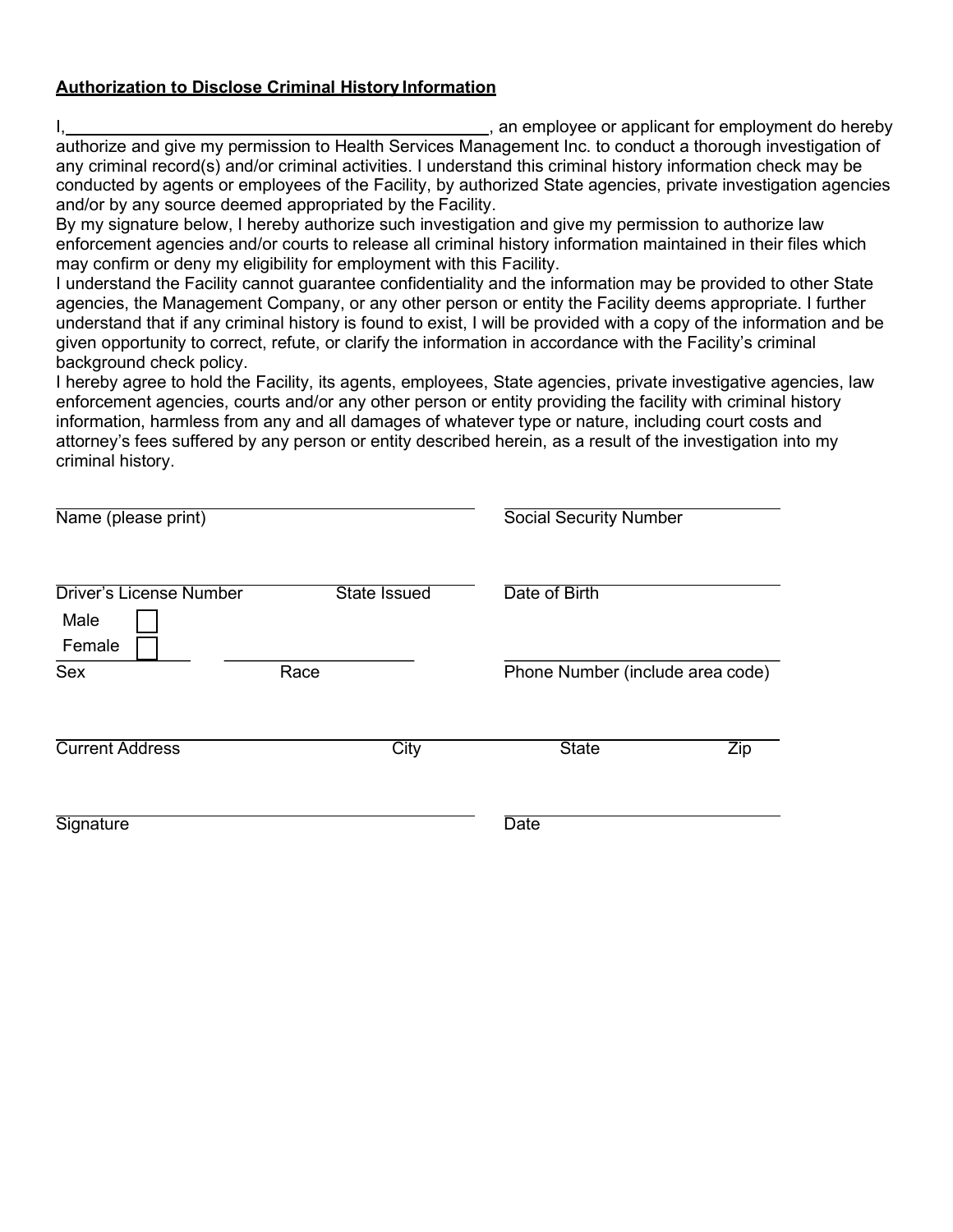**Authorization to Disclose Criminal History Information**

I, ______________________________, an employee or applicant for employment do hereby authorize and give my permission to Health Services Management Inc. to conduct a thorough investigation of any criminal record(s) and/or criminal activities. I understand this criminal history information check may be conducted by agents or employees of the Facility, by authorized State agencies, private investigation agencies and/or by any source deemed appropriated by the Facility.

By my signature below, I hereby authorize such investigation and give my permission to authorize law enforcement agencies and/or courts to release all criminal history information maintained in their files which may confirm or deny my eligibility for employment with this Facility.

I understand the Facility cannot guarantee confidentiality and the information may be provided to other State agencies, the Management Company, or any other person or entity the Facility deems appropriate. I further understand that if any criminal history is found to exist, I will be provided with a copy of the information and be given opportunity to correct, refute, or clarify the information in accordance with the Facility's criminal background check policy.

I hereby agree to hold the Facility, its agents, employees, State agencies, private investigative agencies, law enforcement agencies, courts and/or any other person or entity providing the facility with criminal history information, harmless from any and all damages of whatever type or nature, including court costs and attorney's fees suffered by any person or entity described herein, as a result of the investigation into my criminal history.

______________________________ ______________________________
Name (please print) Social Security Number

______________________________ ______________________________
Driver's License Number State Issued Date of Birth

Male ☐
Female ☐

__________ __________ ______________________________
Sex Race Phone Number (include area code)

______________________________________________________________
Current Address City State Zip

______________________________ ______________________________
Signature Date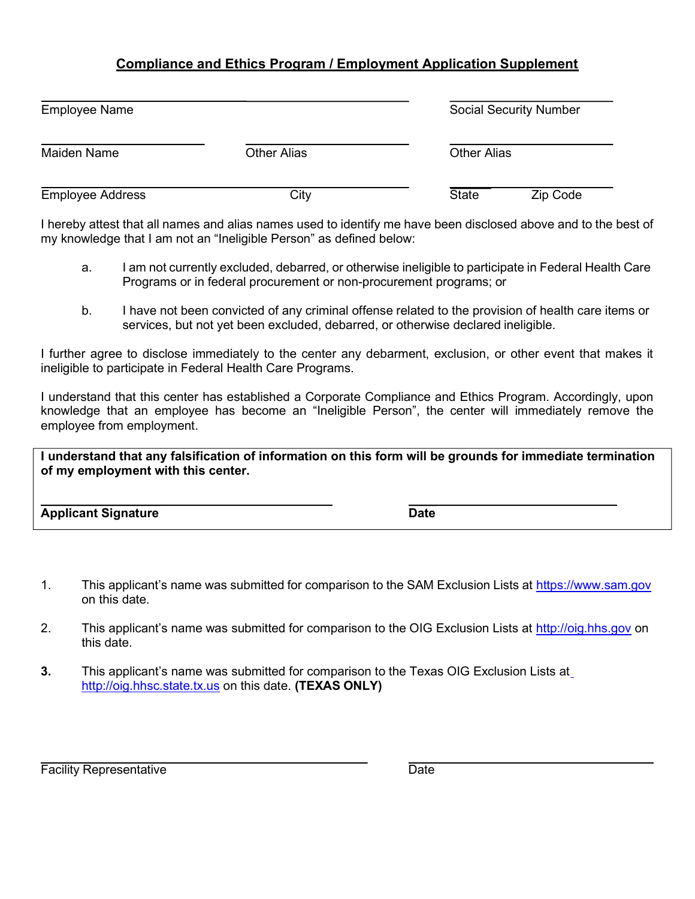## Compliance and Ethics Program / Employment Application Supplement

| | | |
|---|---|---|
| Employee Name | | Social Security Number |
| Maiden Name | Other Alias | Other Alias |
| Employee Address | City | State / Zip Code |

I hereby attest that all names and alias names used to identify me have been disclosed above and to the best of my knowledge that I am not an "Ineligible Person" as defined below:

a. I am not currently excluded, debarred, or otherwise ineligible to participate in Federal Health Care Programs or in federal procurement or non-procurement programs; or

b. I have not been convicted of any criminal offense related to the provision of health care items or services, but not yet been excluded, debarred, or otherwise declared ineligible.

I further agree to disclose immediately to the center any debarment, exclusion, or other event that makes it ineligible to participate in Federal Health Care Programs.

I understand that this center has established a Corporate Compliance and Ethics Program. Accordingly, upon knowledge that an employee has become an "Ineligible Person", the center will immediately remove the employee from employment.

**I understand that any falsification of information on this form will be grounds for immediate termination of my employment with this center.**

**Applicant Signature** \_\_\_\_\_\_\_\_\_\_\_\_\_\_\_\_\_\_\_\_ **Date** \_\_\_\_\_\_\_\_\_\_\_\_\_\_\_\_\_\_\_\_

1. This applicant's name was submitted for comparison to the SAM Exclusion Lists at https://www.sam.gov on this date.

2. This applicant's name was submitted for comparison to the OIG Exclusion Lists at http://oig.hhs.gov on this date.

3. This applicant's name was submitted for comparison to the Texas OIG Exclusion Lists at http://oig.hhsc.state.tx.us on this date. **(TEXAS ONLY)**

Facility Representative \_\_\_\_\_\_\_\_\_\_\_\_\_\_\_\_\_\_\_\_ Date \_\_\_\_\_\_\_\_\_\_\_\_\_\_\_\_\_\_\_\_